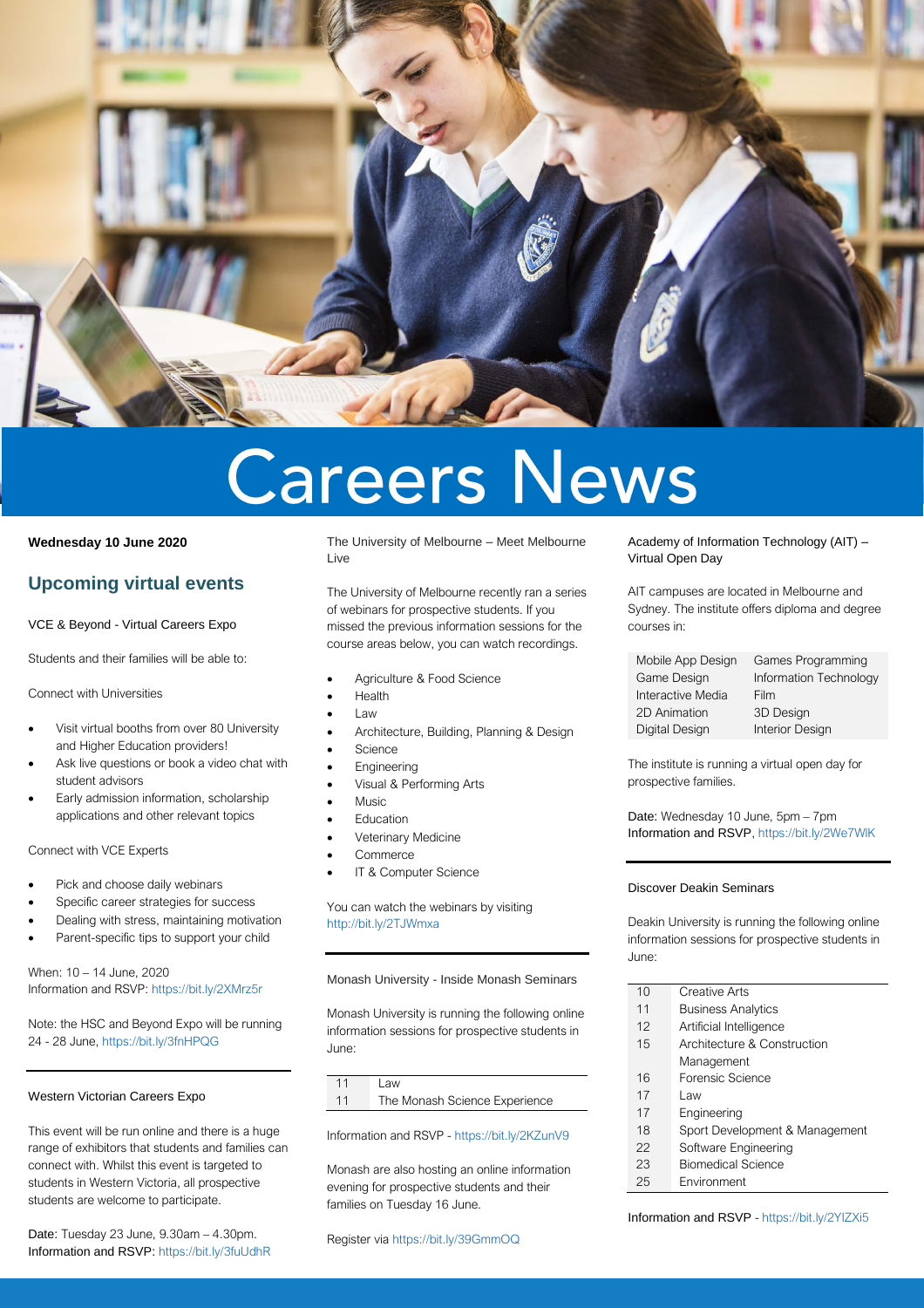# Careers News

**Wednesday 10 June 2020**

## Upcoming virtual events

VCE & Beyond - Virtual Careers Expo

Students and their families will be able to:

Connect with Universities

- Visit virtual booths from over 80 University and Higher Education providers!
- Ask live questions or book a video chat with student advisors
- Early admission information, scholarship applications and other relevant topics

Connect with VCE Experts

- Pick and choose daily webinars
- Specific career strategies for success
- Dealing with stress, maintaining motivation
- Parent-specific tips to support your child

When: 10 – 14 June, 2020
Information and RSVP: https://bit.ly/2XMrz5r

Note: the HSC and Beyond Expo will be running 24 - 28 June, https://bit.ly/3fnHPQG

---

Western Victorian Careers Expo

This event will be run online and there is a huge range of exhibitors that students and families can connect with. Whilst this event is targeted to students in Western Victoria, all prospective students are welcome to participate.

Date: Tuesday 23 June, 9.30am – 4.30pm.
Information and RSVP: https://bit.ly/3fuUdhR

The University of Melbourne – Meet Melbourne Live

The University of Melbourne recently ran a series of webinars for prospective students. If you missed the previous information sessions for the course areas below, you can watch recordings.

- Agriculture & Food Science
- Health
- Law
- Architecture, Building, Planning & Design
- Science
- Engineering
- Visual & Performing Arts
- Music
- Education
- Veterinary Medicine
- Commerce
- IT & Computer Science

You can watch the webinars by visiting http://bit.ly/2TJWmxa

---

Monash University - Inside Monash Seminars

Monash University is running the following online information sessions for prospective students in June:

| | |
|---|---|
| 11 | Law |
| 11 | The Monash Science Experience |

Information and RSVP - https://bit.ly/2KZunV9

Monash are also hosting an online information evening for prospective students and their families on Tuesday 16 June.

Register via https://bit.ly/39GmmOQ

Academy of Information Technology (AIT) – Virtual Open Day

AIT campuses are located in Melbourne and Sydney. The institute offers diploma and degree courses in:

| | |
|---|---|
| Mobile App Design | Games Programming |
| Game Design | Information Technology |
| Interactive Media | Film |
| 2D Animation | 3D Design |
| Digital Design | Interior Design |

The institute is running a virtual open day for prospective families.

Date: Wednesday 10 June, 5pm – 7pm
Information and RSVP, https://bit.ly/2We7WlK

---

Discover Deakin Seminars

Deakin University is running the following online information sessions for prospective students in June:

| | |
|---|---|
| 10 | Creative Arts |
| 11 | Business Analytics |
| 12 | Artificial Intelligence |
| 15 | Architecture & Construction Management |
| 16 | Forensic Science |
| 17 | Law |
| 17 | Engineering |
| 18 | Sport Development & Management |
| 22 | Software Engineering |
| 23 | Biomedical Science |
| 25 | Environment |

Information and RSVP - https://bit.ly/2YIZXi5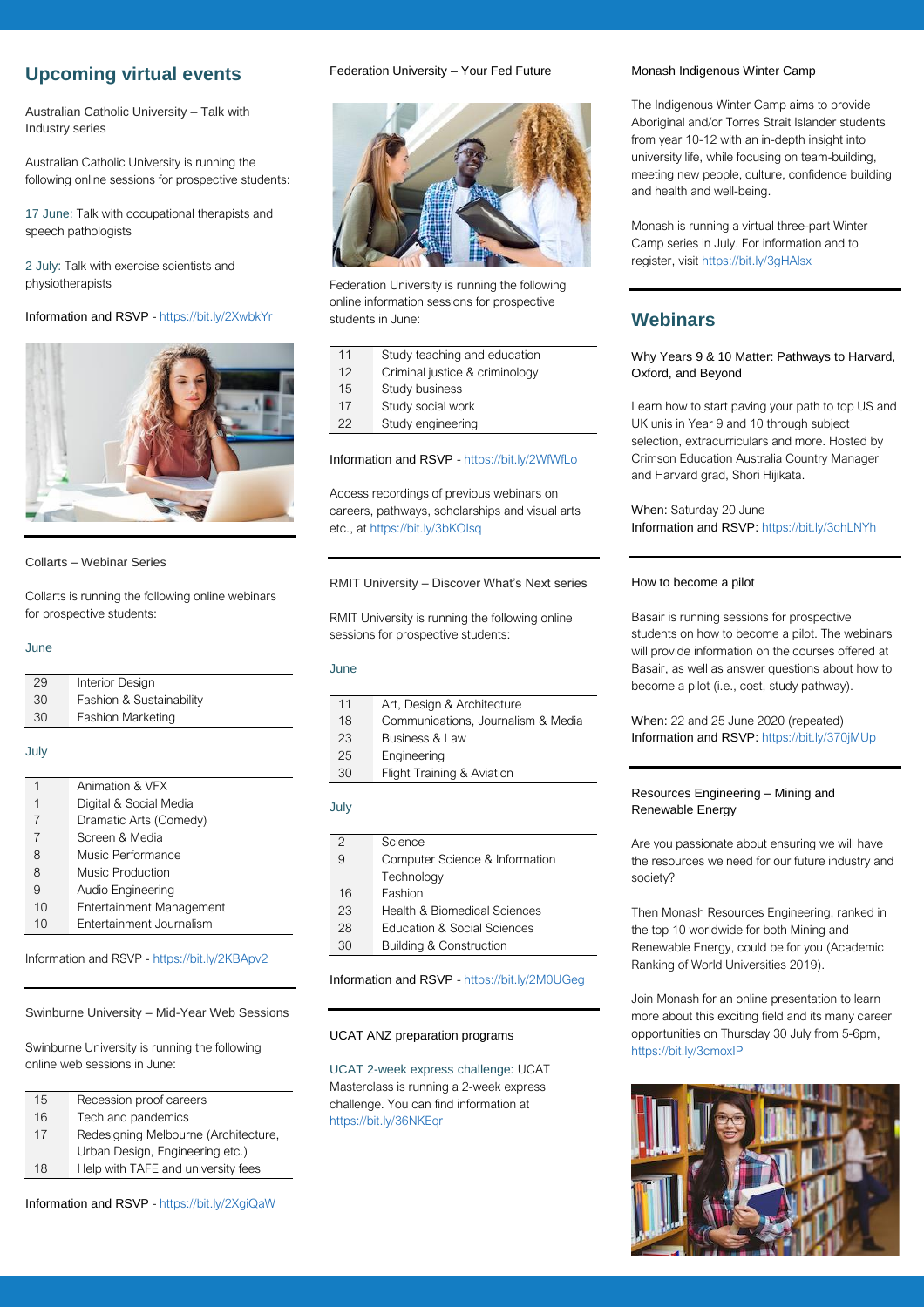# Upcoming virtual events

Australian Catholic University – Talk with Industry series

Australian Catholic University is running the following online sessions for prospective students:

17 June: Talk with occupational therapists and speech pathologists

2 July: Talk with exercise scientists and physiotherapists

Information and RSVP - https://bit.ly/2XwbkYr

Collarts – Webinar Series

Collarts is running the following online webinars for prospective students:

June

| | |
|---|---|
| 29 | Interior Design |
| 30 | Fashion & Sustainability |
| 30 | Fashion Marketing |

July

| | |
|---|---|
| 1 | Animation & VFX |
| 1 | Digital & Social Media |
| 7 | Dramatic Arts (Comedy) |
| 7 | Screen & Media |
| 8 | Music Performance |
| 8 | Music Production |
| 9 | Audio Engineering |
| 10 | Entertainment Management |
| 10 | Entertainment Journalism |

Information and RSVP - https://bit.ly/2KBApv2

Swinburne University – Mid-Year Web Sessions

Swinburne University is running the following online web sessions in June:

| | |
|---|---|
| 15 | Recession proof careers |
| 16 | Tech and pandemics |
| 17 | Redesigning Melbourne (Architecture, Urban Design, Engineering etc.) |
| 18 | Help with TAFE and university fees |

Information and RSVP - https://bit.ly/2XgiQaW

Federation University – Your Fed Future

Federation University is running the following online information sessions for prospective students in June:

| | |
|---|---|
| 11 | Study teaching and education |
| 12 | Criminal justice & criminology |
| 15 | Study business |
| 17 | Study social work |
| 22 | Study engineering |

Information and RSVP - https://bit.ly/2WfWfLo

Access recordings of previous webinars on careers, pathways, scholarships and visual arts etc., at https://bit.ly/3bKOIsq

RMIT University – Discover What's Next series

RMIT University is running the following online sessions for prospective students:

June

| | |
|---|---|
| 11 | Art, Design & Architecture |
| 18 | Communications, Journalism & Media |
| 23 | Business & Law |
| 25 | Engineering |
| 30 | Flight Training & Aviation |

July

| | |
|---|---|
| 2 | Science |
| 9 | Computer Science & Information Technology |
| 16 | Fashion |
| 23 | Health & Biomedical Sciences |
| 28 | Education & Social Sciences |
| 30 | Building & Construction |

Information and RSVP - https://bit.ly/2M0UGeg

UCAT ANZ preparation programs

UCAT 2-week express challenge: UCAT Masterclass is running a 2-week express challenge. You can find information at https://bit.ly/36NKEqr

Monash Indigenous Winter Camp

The Indigenous Winter Camp aims to provide Aboriginal and/or Torres Strait Islander students from year 10-12 with an in-depth insight into university life, while focusing on team-building, meeting new people, culture, confidence building and health and well-being.

Monash is running a virtual three-part Winter Camp series in July. For information and to register, visit https://bit.ly/3gHAlsx

## Webinars

Why Years 9 & 10 Matter: Pathways to Harvard, Oxford, and Beyond

Learn how to start paving your path to top US and UK unis in Year 9 and 10 through subject selection, extracurriculars and more. Hosted by Crimson Education Australia Country Manager and Harvard grad, Shori Hijikata.

When: Saturday 20 June
Information and RSVP: https://bit.ly/3chLNYh

How to become a pilot

Basair is running sessions for prospective students on how to become a pilot. The webinars will provide information on the courses offered at Basair, as well as answer questions about how to become a pilot (i.e., cost, study pathway).

When: 22 and 25 June 2020 (repeated)
Information and RSVP: https://bit.ly/370jMUp

Resources Engineering – Mining and Renewable Energy

Are you passionate about ensuring we will have the resources we need for our future industry and society?

Then Monash Resources Engineering, ranked in the top 10 worldwide for both Mining and Renewable Energy, could be for you (Academic Ranking of World Universities 2019).

Join Monash for an online presentation to learn more about this exciting field and its many career opportunities on Thursday 30 July from 5-6pm, https://bit.ly/3cmoxIP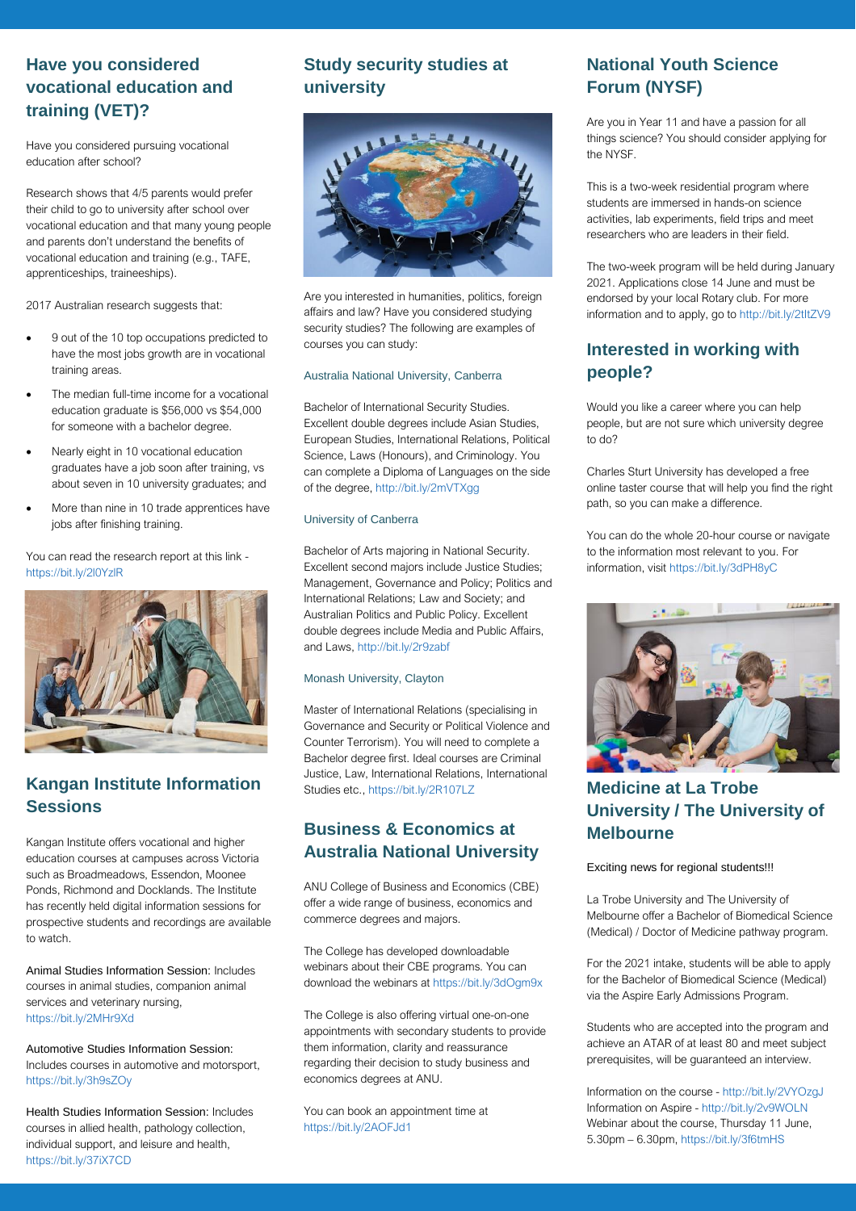## Have you considered vocational education and training (VET)?

Have you considered pursuing vocational education after school?

Research shows that 4/5 parents would prefer their child to go to university after school over vocational education and that many young people and parents don't understand the benefits of vocational education and training (e.g., TAFE, apprenticeships, traineeships).

2017 Australian research suggests that:

- 9 out of the 10 top occupations predicted to have the most jobs growth are in vocational training areas.
- The median full-time income for a vocational education graduate is $56,000 vs $54,000 for someone with a bachelor degree.
- Nearly eight in 10 vocational education graduates have a job soon after training, vs about seven in 10 university graduates; and
- More than nine in 10 trade apprentices have jobs after finishing training.

You can read the research report at this link - https://bit.ly/2l0YzlR

## Kangan Institute Information Sessions

Kangan Institute offers vocational and higher education courses at campuses across Victoria such as Broadmeadows, Essendon, Moonee Ponds, Richmond and Docklands. The Institute has recently held digital information sessions for prospective students and recordings are available to watch.

Animal Studies Information Session: Includes courses in animal studies, companion animal services and veterinary nursing, https://bit.ly/2MHr9Xd

Automotive Studies Information Session: Includes courses in automotive and motorsport, https://bit.ly/3h9sZOy

Health Studies Information Session: Includes courses in allied health, pathology collection, individual support, and leisure and health, https://bit.ly/37iX7CD

## Study security studies at university

Are you interested in humanities, politics, foreign affairs and law? Have you considered studying security studies? The following are examples of courses you can study:

Australia National University, Canberra

Bachelor of International Security Studies. Excellent double degrees include Asian Studies, European Studies, International Relations, Political Science, Laws (Honours), and Criminology. You can complete a Diploma of Languages on the side of the degree, http://bit.ly/2mVTXgg

University of Canberra

Bachelor of Arts majoring in National Security. Excellent second majors include Justice Studies; Management, Governance and Policy; Politics and International Relations; Law and Society; and Australian Politics and Public Policy. Excellent double degrees include Media and Public Affairs, and Laws, http://bit.ly/2r9zabf

Monash University, Clayton

Master of International Relations (specialising in Governance and Security or Political Violence and Counter Terrorism). You will need to complete a Bachelor degree first. Ideal courses are Criminal Justice, Law, International Relations, International Studies etc., https://bit.ly/2R107LZ

## Business & Economics at Australia National University

ANU College of Business and Economics (CBE) offer a wide range of business, economics and commerce degrees and majors.

The College has developed downloadable webinars about their CBE programs. You can download the webinars at https://bit.ly/3dOgm9x

The College is also offering virtual one-on-one appointments with secondary students to provide them information, clarity and reassurance regarding their decision to study business and economics degrees at ANU.

You can book an appointment time at https://bit.ly/2AOFJd1

## National Youth Science Forum (NYSF)

Are you in Year 11 and have a passion for all things science? You should consider applying for the NYSF.

This is a two-week residential program where students are immersed in hands-on science activities, lab experiments, field trips and meet researchers who are leaders in their field.

The two-week program will be held during January 2021. Applications close 14 June and must be endorsed by your local Rotary club. For more information and to apply, go to http://bit.ly/2tltZV9

## Interested in working with people?

Would you like a career where you can help people, but are not sure which university degree to do?

Charles Sturt University has developed a free online taster course that will help you find the right path, so you can make a difference.

You can do the whole 20-hour course or navigate to the information most relevant to you. For information, visit https://bit.ly/3dPH8yC

## Medicine at La Trobe University / The University of Melbourne

Exciting news for regional students!!!

La Trobe University and The University of Melbourne offer a Bachelor of Biomedical Science (Medical) / Doctor of Medicine pathway program.

For the 2021 intake, students will be able to apply for the Bachelor of Biomedical Science (Medical) via the Aspire Early Admissions Program.

Students who are accepted into the program and achieve an ATAR of at least 80 and meet subject prerequisites, will be guaranteed an interview.

Information on the course - http://bit.ly/2VYOzgJ
Information on Aspire - http://bit.ly/2v9WOLN
Webinar about the course, Thursday 11 June, 5.30pm – 6.30pm, https://bit.ly/3f6tmHS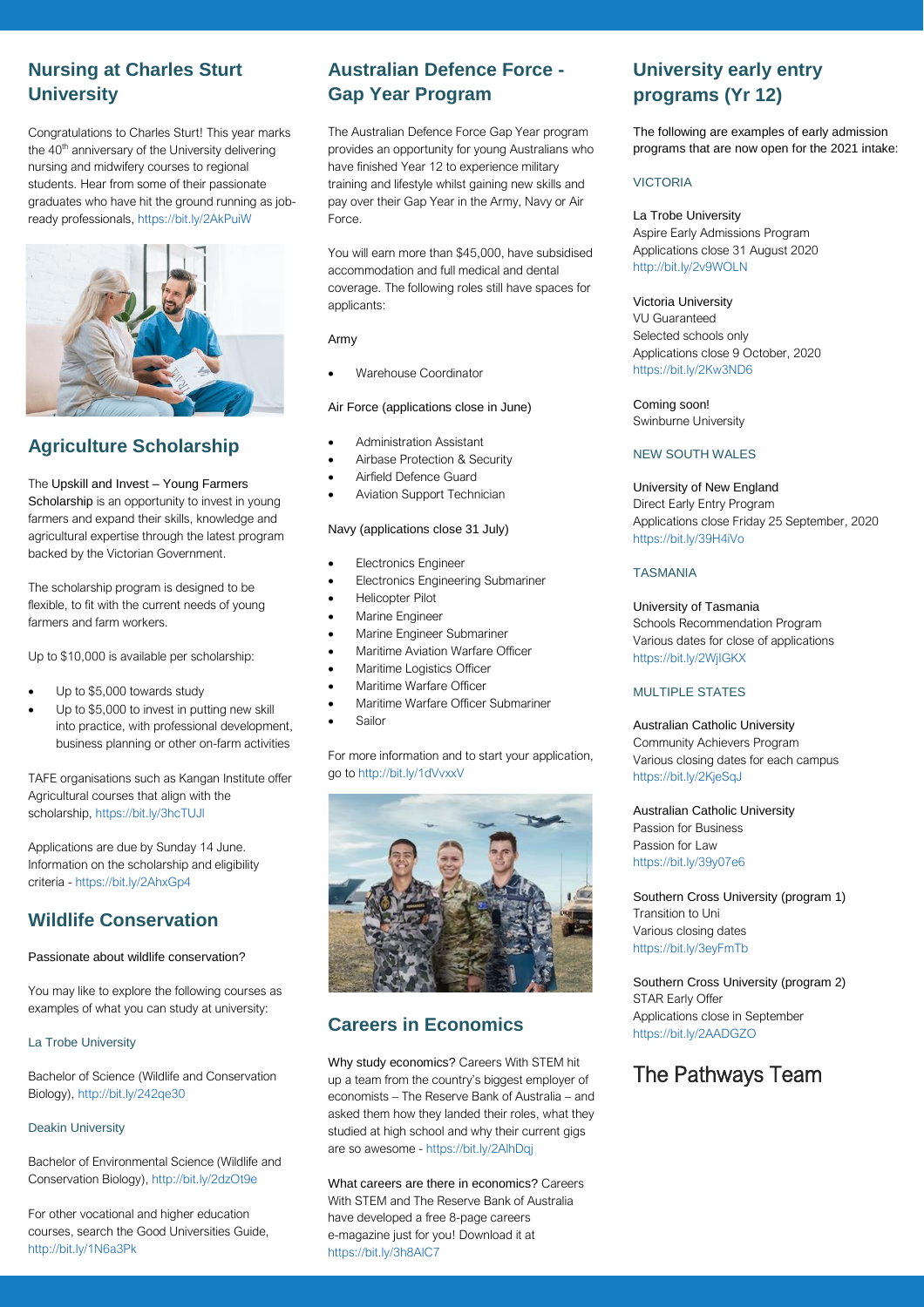## Nursing at Charles Sturt University

Congratulations to Charles Sturt! This year marks the 40th anniversary of the University delivering nursing and midwifery courses to regional students. Hear from some of their passionate graduates who have hit the ground running as job-ready professionals, https://bit.ly/2AkPuiW

## Agriculture Scholarship

The Upskill and Invest – Young Farmers Scholarship is an opportunity to invest in young farmers and expand their skills, knowledge and agricultural expertise through the latest program backed by the Victorian Government.

The scholarship program is designed to be flexible, to fit with the current needs of young farmers and farm workers.

Up to $10,000 is available per scholarship:

- Up to $5,000 towards study
- Up to $5,000 to invest in putting new skill into practice, with professional development, business planning or other on-farm activities

TAFE organisations such as Kangan Institute offer Agricultural courses that align with the scholarship, https://bit.ly/3hcTUJl

Applications are due by Sunday 14 June. Information on the scholarship and eligibility criteria - https://bit.ly/2AhxGp4

## Wildlife Conservation

Passionate about wildlife conservation?

You may like to explore the following courses as examples of what you can study at university:

La Trobe University

Bachelor of Science (Wildlife and Conservation Biology), http://bit.ly/242qe30

Deakin University

Bachelor of Environmental Science (Wildlife and Conservation Biology), http://bit.ly/2dzOt9e

For other vocational and higher education courses, search the Good Universities Guide, http://bit.ly/1N6a3Pk

## Australian Defence Force - Gap Year Program

The Australian Defence Force Gap Year program provides an opportunity for young Australians who have finished Year 12 to experience military training and lifestyle whilst gaining new skills and pay over their Gap Year in the Army, Navy or Air Force.

You will earn more than $45,000, have subsidised accommodation and full medical and dental coverage. The following roles still have spaces for applicants:

Army

- Warehouse Coordinator

Air Force (applications close in June)

- Administration Assistant
- Airbase Protection & Security
- Airfield Defence Guard
- Aviation Support Technician

Navy (applications close 31 July)

- Electronics Engineer
- Electronics Engineering Submariner
- Helicopter Pilot
- Marine Engineer
- Marine Engineer Submariner
- Maritime Aviation Warfare Officer
- Maritime Logistics Officer
- Maritime Warfare Officer
- Maritime Warfare Officer Submariner
- Sailor

For more information and to start your application, go to http://bit.ly/1dVvxxV

## Careers in Economics

Why study economics? Careers With STEM hit up a team from the country's biggest employer of economists – The Reserve Bank of Australia – and asked them how they landed their roles, what they studied at high school and why their current gigs are so awesome - https://bit.ly/2AlhDqj

What careers are there in economics? Careers With STEM and The Reserve Bank of Australia have developed a free 8-page careers e-magazine just for you! Download it at https://bit.ly/3h8AlC7

## University early entry programs (Yr 12)

The following are examples of early admission programs that are now open for the 2021 intake:

VICTORIA

La Trobe University
Aspire Early Admissions Program
Applications close 31 August 2020
http://bit.ly/2v9WOLN

Victoria University
VU Guaranteed
Selected schools only
Applications close 9 October, 2020
https://bit.ly/2Kw3ND6

Coming soon!
Swinburne University

NEW SOUTH WALES

University of New England
Direct Early Entry Program
Applications close Friday 25 September, 2020
https://bit.ly/39H4iVo

TASMANIA

University of Tasmania
Schools Recommendation Program
Various dates for close of applications
https://bit.ly/2WjIGKX

MULTIPLE STATES

Australian Catholic University
Community Achievers Program
Various closing dates for each campus
https://bit.ly/2KjeSqJ

Australian Catholic University
Passion for Business
Passion for Law
https://bit.ly/39y07e6

Southern Cross University (program 1)
Transition to Uni
Various closing dates
https://bit.ly/3eyFmTb

Southern Cross University (program 2)
STAR Early Offer
Applications close in September
https://bit.ly/2AADGZO

The Pathways Team